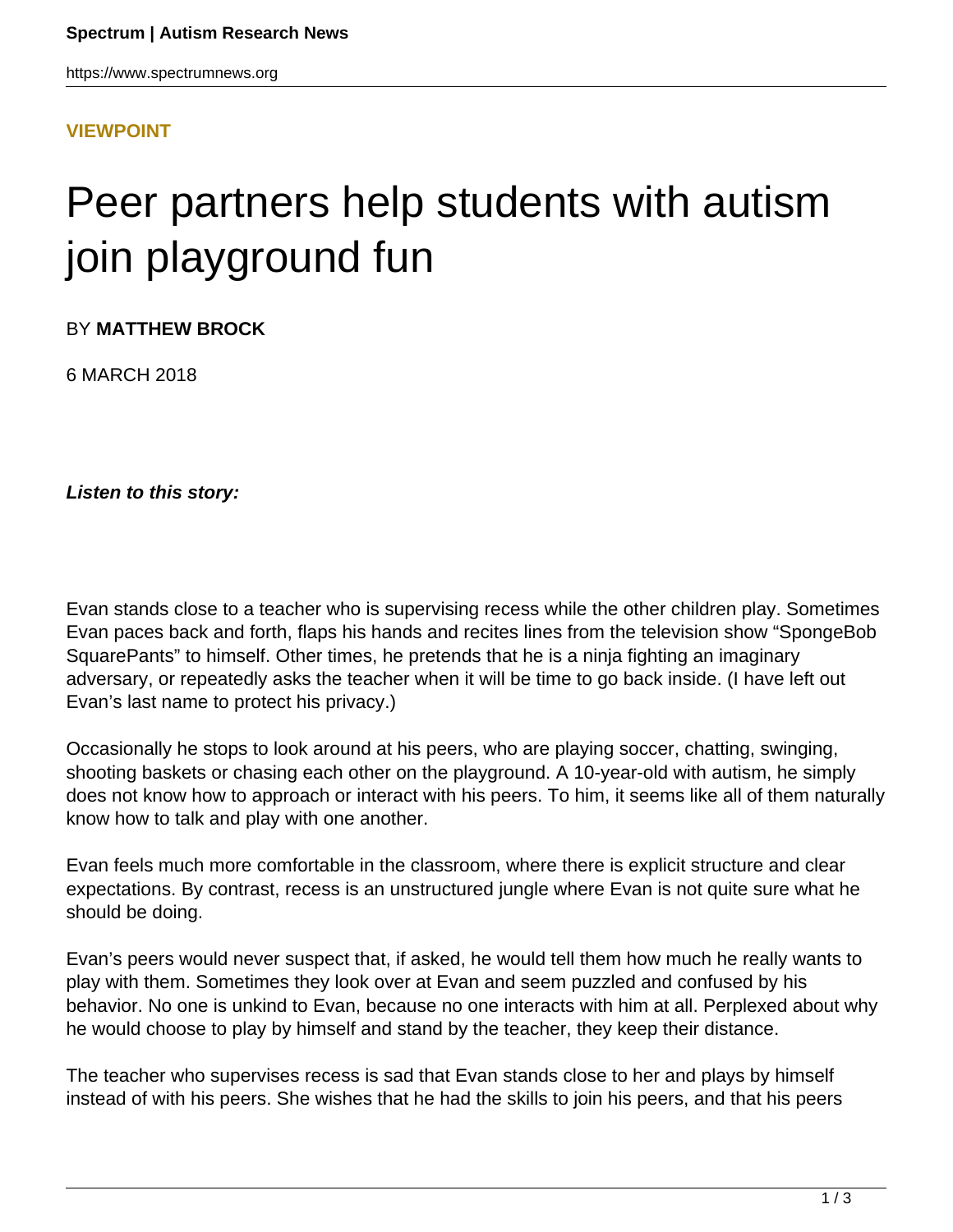**VIEWPOINT**

# Peer partners help students with autism join playground fun

BY **MATTHEW BROCK**

6 MARCH 2018

***Listen to this story:***

Evan stands close to a teacher who is supervising recess while the other children play. Sometimes Evan paces back and forth, flaps his hands and recites lines from the television show "SpongeBob SquarePants" to himself. Other times, he pretends that he is a ninja fighting an imaginary adversary, or repeatedly asks the teacher when it will be time to go back inside. (I have left out Evan's last name to protect his privacy.)

Occasionally he stops to look around at his peers, who are playing soccer, chatting, swinging, shooting baskets or chasing each other on the playground. A 10-year-old with autism, he simply does not know how to approach or interact with his peers. To him, it seems like all of them naturally know how to talk and play with one another.

Evan feels much more comfortable in the classroom, where there is explicit structure and clear expectations. By contrast, recess is an unstructured jungle where Evan is not quite sure what he should be doing.

Evan's peers would never suspect that, if asked, he would tell them how much he really wants to play with them. Sometimes they look over at Evan and seem puzzled and confused by his behavior. No one is unkind to Evan, because no one interacts with him at all. Perplexed about why he would choose to play by himself and stand by the teacher, they keep their distance.

The teacher who supervises recess is sad that Evan stands close to her and plays by himself instead of with his peers. She wishes that he had the skills to join his peers, and that his peers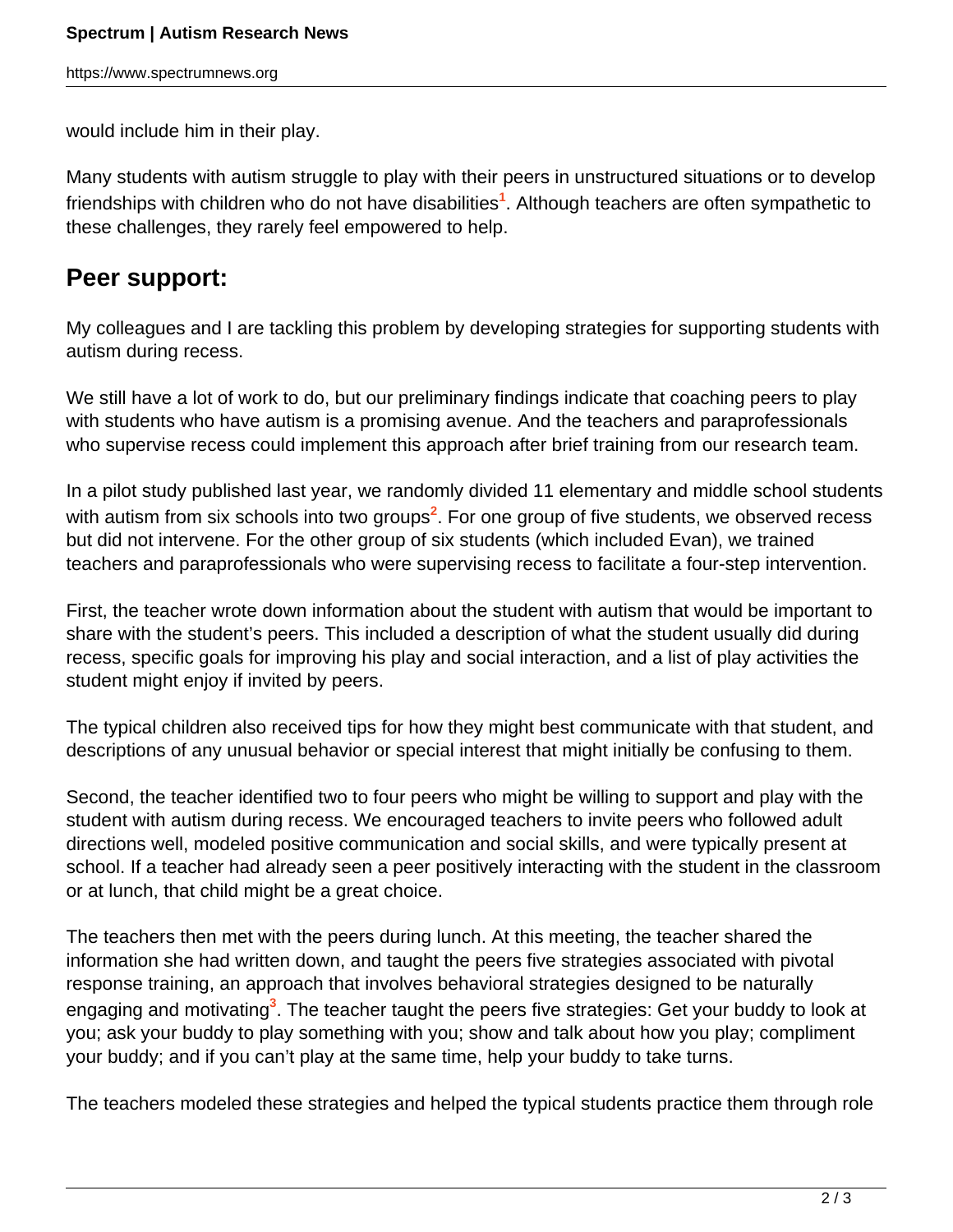would include him in their play.

Many students with autism struggle to play with their peers in unstructured situations or to develop friendships with children who do not have disabilities[1]. Although teachers are often sympathetic to these challenges, they rarely feel empowered to help.

## Peer support:

My colleagues and I are tackling this problem by developing strategies for supporting students with autism during recess.

We still have a lot of work to do, but our preliminary findings indicate that coaching peers to play with students who have autism is a promising avenue. And the teachers and paraprofessionals who supervise recess could implement this approach after brief training from our research team.

In a pilot study published last year, we randomly divided 11 elementary and middle school students with autism from six schools into two groups[2]. For one group of five students, we observed recess but did not intervene. For the other group of six students (which included Evan), we trained teachers and paraprofessionals who were supervising recess to facilitate a four-step intervention.

First, the teacher wrote down information about the student with autism that would be important to share with the student's peers. This included a description of what the student usually did during recess, specific goals for improving his play and social interaction, and a list of play activities the student might enjoy if invited by peers.

The typical children also received tips for how they might best communicate with that student, and descriptions of any unusual behavior or special interest that might initially be confusing to them.

Second, the teacher identified two to four peers who might be willing to support and play with the student with autism during recess. We encouraged teachers to invite peers who followed adult directions well, modeled positive communication and social skills, and were typically present at school. If a teacher had already seen a peer positively interacting with the student in the classroom or at lunch, that child might be a great choice.

The teachers then met with the peers during lunch. At this meeting, the teacher shared the information she had written down, and taught the peers five strategies associated with pivotal response training, an approach that involves behavioral strategies designed to be naturally engaging and motivating[3]. The teacher taught the peers five strategies: Get your buddy to look at you; ask your buddy to play something with you; show and talk about how you play; compliment your buddy; and if you can't play at the same time, help your buddy to take turns.

The teachers modeled these strategies and helped the typical students practice them through role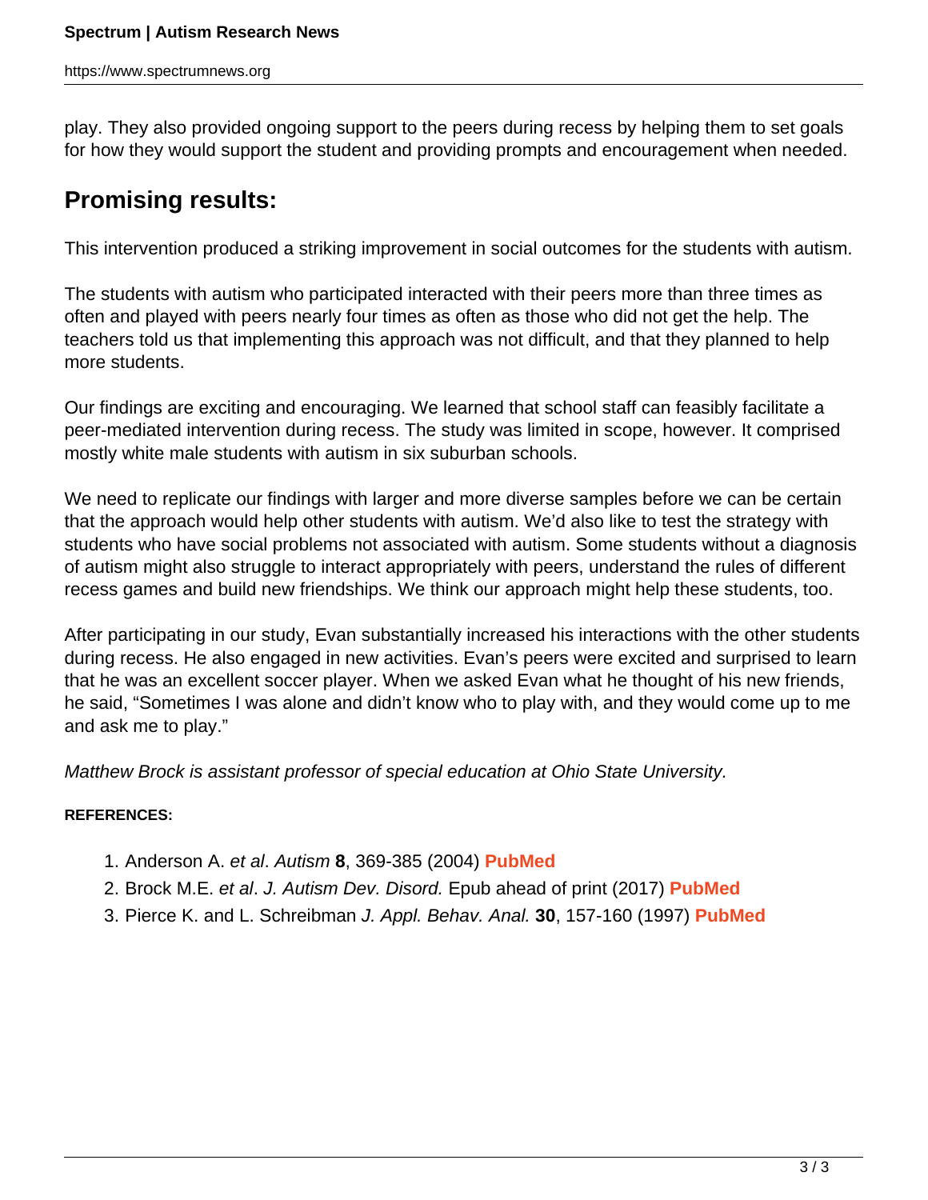play. They also provided ongoing support to the peers during recess by helping them to set goals for how they would support the student and providing prompts and encouragement when needed.

## Promising results:

This intervention produced a striking improvement in social outcomes for the students with autism.

The students with autism who participated interacted with their peers more than three times as often and played with peers nearly four times as often as those who did not get the help. The teachers told us that implementing this approach was not difficult, and that they planned to help more students.

Our findings are exciting and encouraging. We learned that school staff can feasibly facilitate a peer-mediated intervention during recess. The study was limited in scope, however. It comprised mostly white male students with autism in six suburban schools.

We need to replicate our findings with larger and more diverse samples before we can be certain that the approach would help other students with autism. We'd also like to test the strategy with students who have social problems not associated with autism. Some students without a diagnosis of autism might also struggle to interact appropriately with peers, understand the rules of different recess games and build new friendships. We think our approach might help these students, too.

After participating in our study, Evan substantially increased his interactions with the other students during recess. He also engaged in new activities. Evan's peers were excited and surprised to learn that he was an excellent soccer player. When we asked Evan what he thought of his new friends, he said, "Sometimes I was alone and didn't know who to play with, and they would come up to me and ask me to play."

*Matthew Brock is assistant professor of special education at Ohio State University.*

**REFERENCES:**

1. Anderson A. *et al*. *Autism* **8**, 369-385 (2004) **PubMed**
2. Brock M.E. *et al*. *J. Autism Dev. Disord.* Epub ahead of print (2017) **PubMed**
3. Pierce K. and L. Schreibman *J. Appl. Behav. Anal.* **30**, 157-160 (1997) **PubMed**